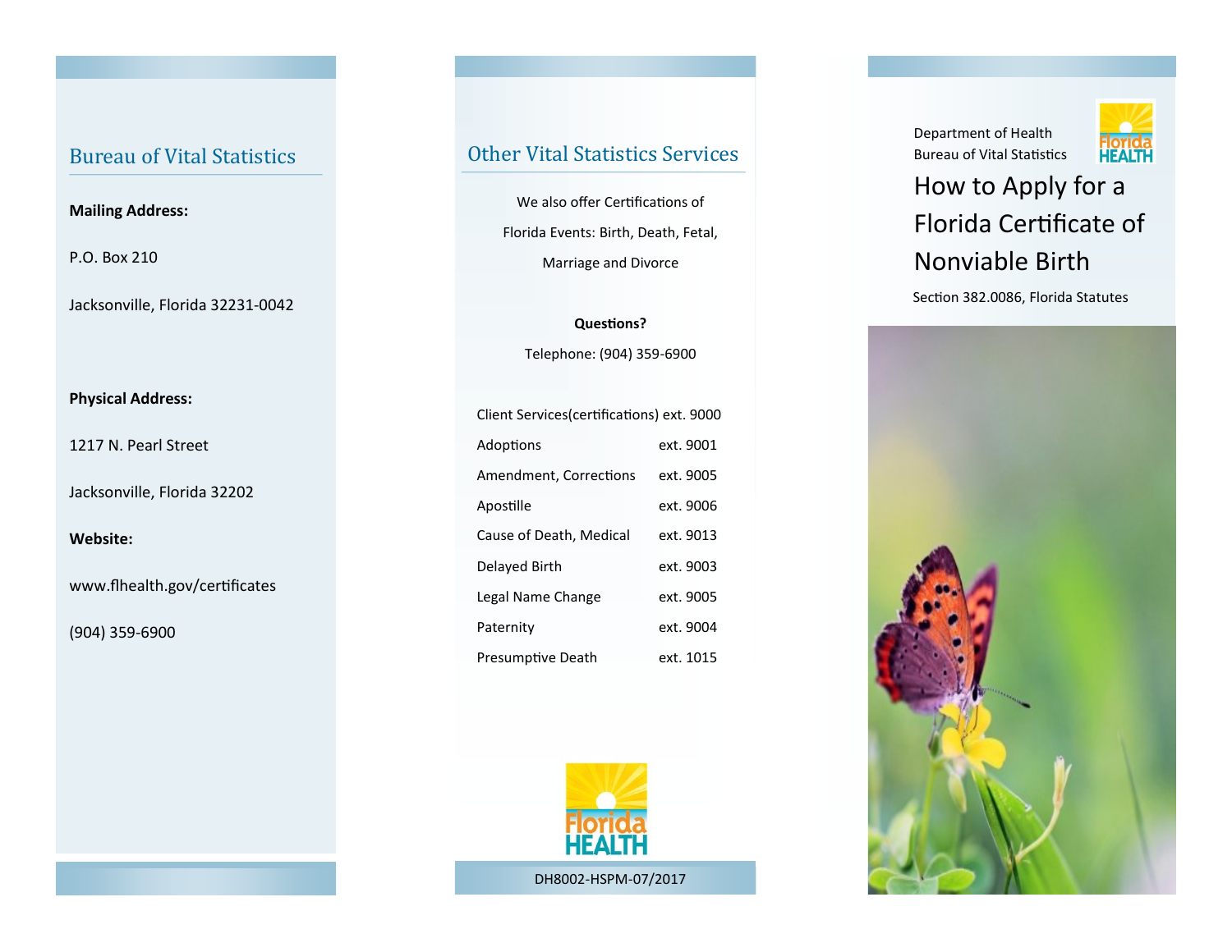## Bureau of Vital Statistics

**Mailing Address:**

P.O. Box 210

Jacksonville, Florida 32231-0042

**Physical Address:**

1217 N. Pearl Street

Jacksonville, Florida 32202

**Website:**

www.flhealth.gov/certificates

(904) 359-6900

## Other Vital Statistics Services

We also offer Certifications of Florida Events: Birth, Death, Fetal, Marriage and Divorce

**Questions?**

Telephone: (904) 359-6900

| | |
|---|---|
| Client Services(certifications) | ext. 9000 |
| Adoptions | ext. 9001 |
| Amendment, Corrections | ext. 9005 |
| Apostille | ext. 9006 |
| Cause of Death, Medical | ext. 9013 |
| Delayed Birth | ext. 9003 |
| Legal Name Change | ext. 9005 |
| Paternity | ext. 9004 |
| Presumptive Death | ext. 1015 |

DH8002-HSPM-07/2017

Department of Health
Bureau of Vital Statistics

# How to Apply for a Florida Certificate of Nonviable Birth

Section 382.0086, Florida Statutes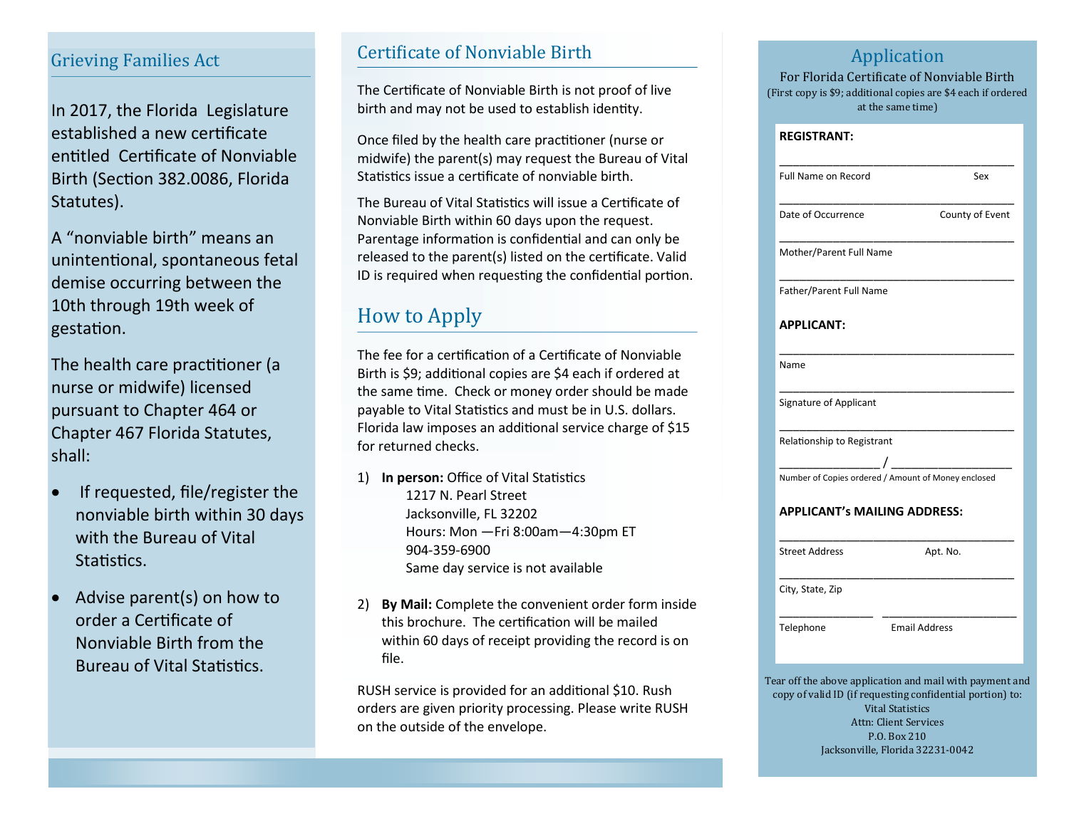## Grieving Families Act

In 2017, the Florida Legislature established a new certificate entitled Certificate of Nonviable Birth (Section 382.0086, Florida Statutes).

A "nonviable birth" means an unintentional, spontaneous fetal demise occurring between the 10th through 19th week of gestation.

The health care practitioner (a nurse or midwife) licensed pursuant to Chapter 464 or Chapter 467 Florida Statutes, shall:

- If requested, file/register the nonviable birth within 30 days with the Bureau of Vital Statistics.
- Advise parent(s) on how to order a Certificate of Nonviable Birth from the Bureau of Vital Statistics.

## Certificate of Nonviable Birth

The Certificate of Nonviable Birth is not proof of live birth and may not be used to establish identity.

Once filed by the health care practitioner (nurse or midwife) the parent(s) may request the Bureau of Vital Statistics issue a certificate of nonviable birth.

The Bureau of Vital Statistics will issue a Certificate of Nonviable Birth within 60 days upon the request. Parentage information is confidential and can only be released to the parent(s) listed on the certificate. Valid ID is required when requesting the confidential portion.

## How to Apply

The fee for a certification of a Certificate of Nonviable Birth is $9; additional copies are $4 each if ordered at the same time. Check or money order should be made payable to Vital Statistics and must be in U.S. dollars. Florida law imposes an additional service charge of $15 for returned checks.

1) **In person:** Office of Vital Statistics
   1217 N. Pearl Street
   Jacksonville, FL 32202
   Hours: Mon —Fri 8:00am—4:30pm ET
   904-359-6900
   Same day service is not available

2) **By Mail:** Complete the convenient order form inside this brochure. The certification will be mailed within 60 days of receipt providing the record is on file.

RUSH service is provided for an additional $10. Rush orders are given priority processing. Please write RUSH on the outside of the envelope.

## Application

For Florida Certificate of Nonviable Birth
(First copy is $9; additional copies are $4 each if ordered at the same time)

**REGISTRANT:**

_________________________________________
Full Name on Record Sex

_________________________________________
Date of Occurrence County of Event

_________________________________________
Mother/Parent Full Name

_________________________________________
Father/Parent Full Name

**APPLICANT:**

_________________________________________
Name

_________________________________________
Signature of Applicant

_________________________________________
Relationship to Registrant

_________________ / ___________________
Number of Copies ordered / Amount of Money enclosed

**APPLICANT's MAILING ADDRESS:**

_________________________________________
Street Address Apt. No.

_________________________________________
City, State, Zip

_______________ ______________________
Telephone Email Address

Tear off the above application and mail with payment and copy of valid ID (if requesting confidential portion) to:
Vital Statistics
Attn: Client Services
P.O. Box 210
Jacksonville, Florida 32231-0042